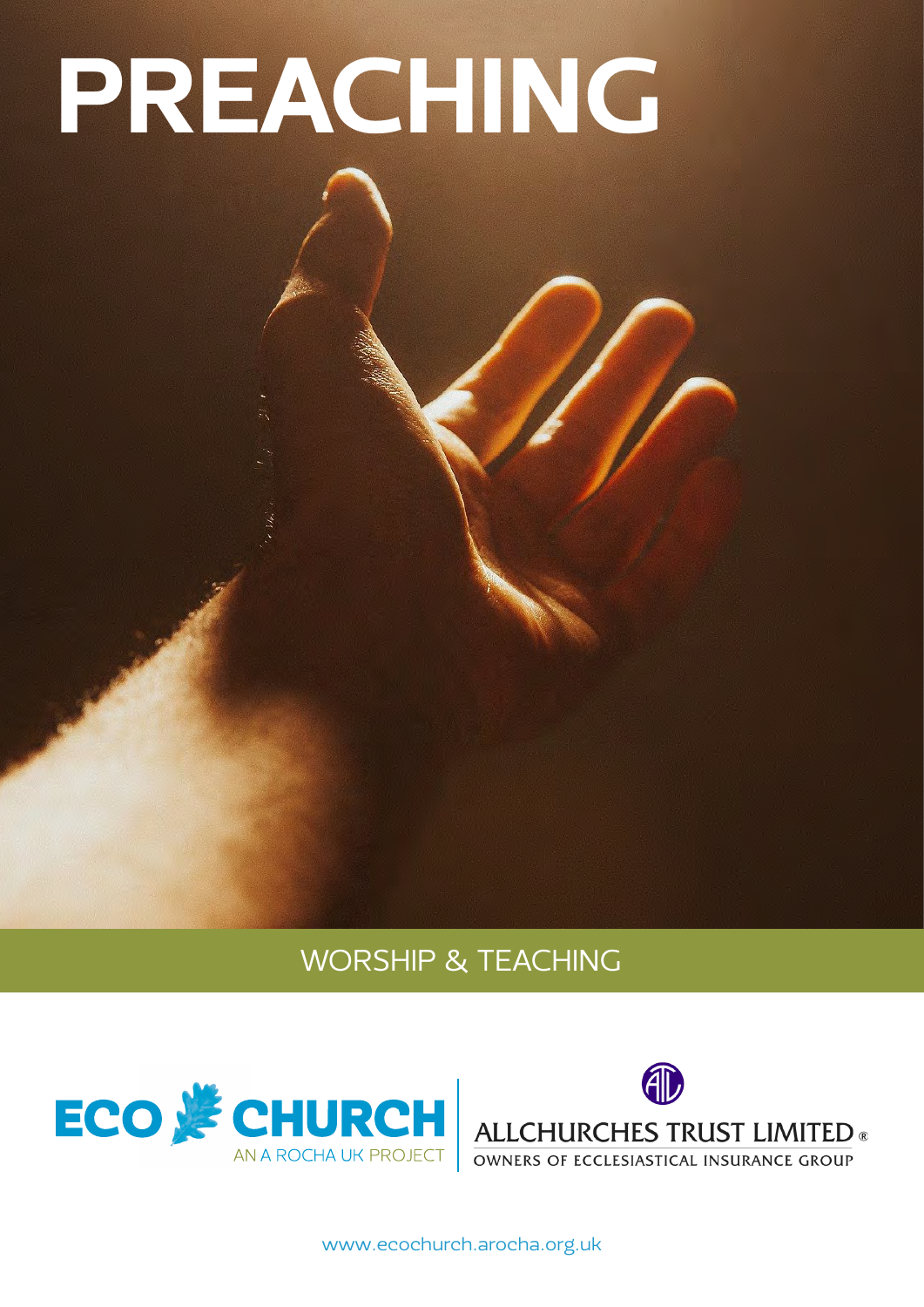# PREACHING

WORSHIP & TEACHING

ECO CHURCH
AN A ROCHA UK PROJECT

ALLCHURCHES TRUST LIMITED®
OWNERS OF ECCLESIASTICAL INSURANCE GROUP

www.ecochurch.arocha.org.uk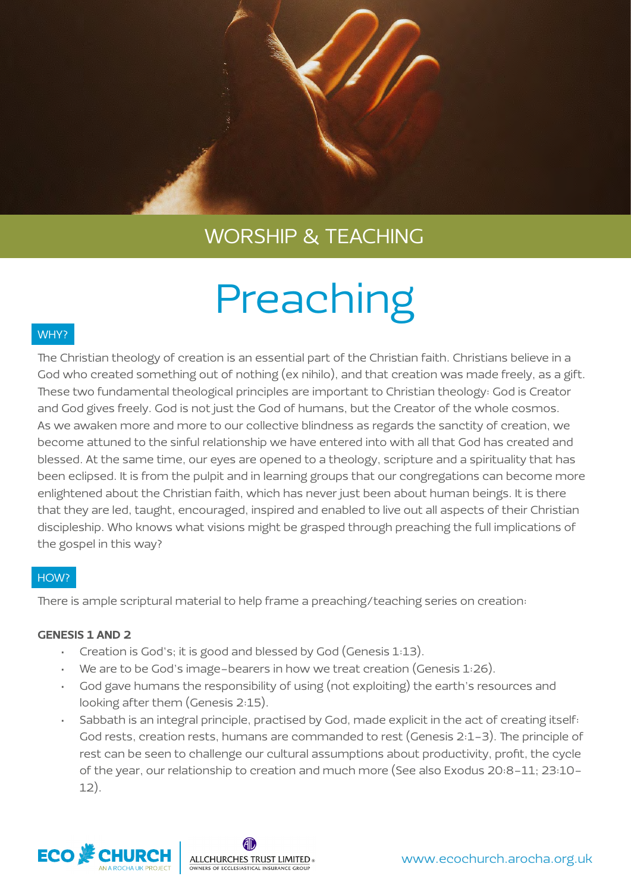WORSHIP & TEACHING

# Preaching

## WHY?

The Christian theology of creation is an essential part of the Christian faith. Christians believe in a God who created something out of nothing (ex nihilo), and that creation was made freely, as a gift. These two fundamental theological principles are important to Christian theology: God is Creator and God gives freely. God is not just the God of humans, but the Creator of the whole cosmos. As we awaken more and more to our collective blindness as regards the sanctity of creation, we become attuned to the sinful relationship we have entered into with all that God has created and blessed. At the same time, our eyes are opened to a theology, scripture and a spirituality that has been eclipsed. It is from the pulpit and in learning groups that our congregations can become more enlightened about the Christian faith, which has never just been about human beings. It is there that they are led, taught, encouraged, inspired and enabled to live out all aspects of their Christian discipleship. Who knows what visions might be grasped through preaching the full implications of the gospel in this way?

## HOW?

There is ample scriptural material to help frame a preaching/teaching series on creation:

**GENESIS 1 AND 2**

- Creation is God's; it is good and blessed by God (Genesis 1:13).
- We are to be God's image-bearers in how we treat creation (Genesis 1:26).
- God gave humans the responsibility of using (not exploiting) the earth's resources and looking after them (Genesis 2:15).
- Sabbath is an integral principle, practised by God, made explicit in the act of creating itself: God rests, creation rests, humans are commanded to rest (Genesis 2:1-3). The principle of rest can be seen to challenge our cultural assumptions about productivity, profit, the cycle of the year, our relationship to creation and much more (See also Exodus 20:8-11; 23:10-12).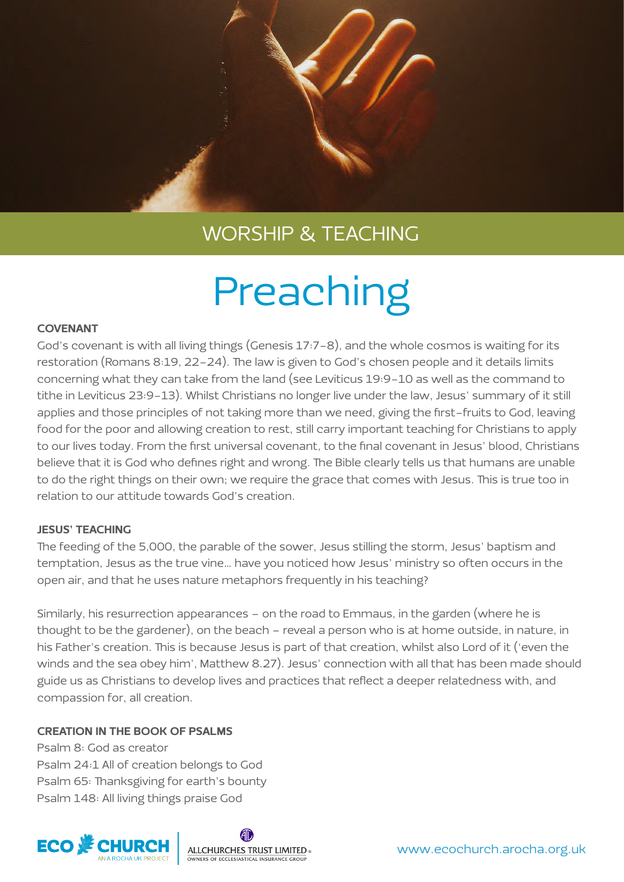WORSHIP & TEACHING

# Preaching

### COVENANT

God's covenant is with all living things (Genesis 17:7–8), and the whole cosmos is waiting for its restoration (Romans 8:19, 22–24). The law is given to God's chosen people and it details limits concerning what they can take from the land (see Leviticus 19:9–10 as well as the command to tithe in Leviticus 23:9–13). Whilst Christians no longer live under the law, Jesus' summary of it still applies and those principles of not taking more than we need, giving the first-fruits to God, leaving food for the poor and allowing creation to rest, still carry important teaching for Christians to apply to our lives today. From the first universal covenant, to the final covenant in Jesus' blood, Christians believe that it is God who defines right and wrong. The Bible clearly tells us that humans are unable to do the right things on their own; we require the grace that comes with Jesus. This is true too in relation to our attitude towards God's creation.

### JESUS' TEACHING

The feeding of the 5,000, the parable of the sower, Jesus stilling the storm, Jesus' baptism and temptation, Jesus as the true vine… have you noticed how Jesus' ministry so often occurs in the open air, and that he uses nature metaphors frequently in his teaching?

Similarly, his resurrection appearances – on the road to Emmaus, in the garden (where he is thought to be the gardener), on the beach – reveal a person who is at home outside, in nature, in his Father's creation. This is because Jesus is part of that creation, whilst also Lord of it ('even the winds and the sea obey him', Matthew 8.27). Jesus' connection with all that has been made should guide us as Christians to develop lives and practices that reflect a deeper relatedness with, and compassion for, all creation.

### CREATION IN THE BOOK OF PSALMS

Psalm 8: God as creator
Psalm 24:1 All of creation belongs to God
Psalm 65: Thanksgiving for earth's bounty
Psalm 148: All living things praise God

ECO CHURCH — AN A ROCHA UK PROJECT | ALLCHURCHES TRUST LIMITED — OWNERS OF ECCLESIASTICAL INSURANCE GROUP

www.ecochurch.arocha.org.uk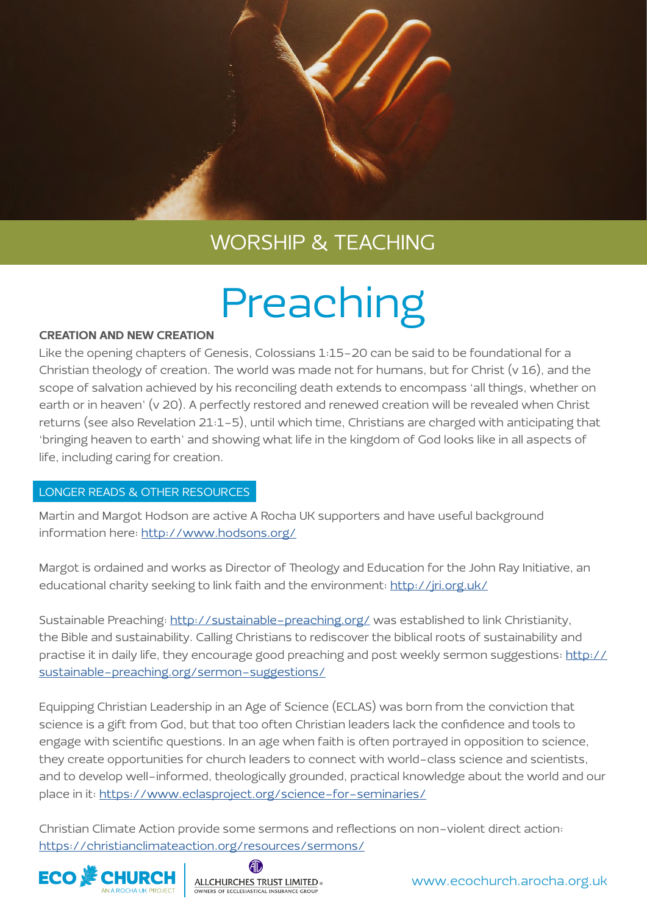## WORSHIP & TEACHING

# Preaching

**CREATION AND NEW CREATION**

Like the opening chapters of Genesis, Colossians 1:15-20 can be said to be foundational for a Christian theology of creation. The world was made not for humans, but for Christ (v 16), and the scope of salvation achieved by his reconciling death extends to encompass 'all things, whether on earth or in heaven' (v 20). A perfectly restored and renewed creation will be revealed when Christ returns (see also Revelation 21:1-5), until which time, Christians are charged with anticipating that 'bringing heaven to earth' and showing what life in the kingdom of God looks like in all aspects of life, including caring for creation.

### LONGER READS & OTHER RESOURCES

Martin and Margot Hodson are active A Rocha UK supporters and have useful background information here: http://www.hodsons.org/

Margot is ordained and works as Director of Theology and Education for the John Ray Initiative, an educational charity seeking to link faith and the environment: http://jri.org.uk/

Sustainable Preaching: http://sustainable-preaching.org/ was established to link Christianity, the Bible and sustainability. Calling Christians to rediscover the biblical roots of sustainability and practise it in daily life, they encourage good preaching and post weekly sermon suggestions: http://sustainable-preaching.org/sermon-suggestions/

Equipping Christian Leadership in an Age of Science (ECLAS) was born from the conviction that science is a gift from God, but that too often Christian leaders lack the confidence and tools to engage with scientific questions. In an age when faith is often portrayed in opposition to science, they create opportunities for church leaders to connect with world-class science and scientists, and to develop well-informed, theologically grounded, practical knowledge about the world and our place in it: https://www.eclasproject.org/science-for-seminaries/

Christian Climate Action provide some sermons and reflections on non-violent direct action: https://christianclimateaction.org/resources/sermons/

ECO CHURCH — AN A ROCHA UK PROJECT | ALLCHURCHES TRUST LIMITED — OWNERS OF ECCLESIASTICAL INSURANCE GROUP

www.ecochurch.arocha.org.uk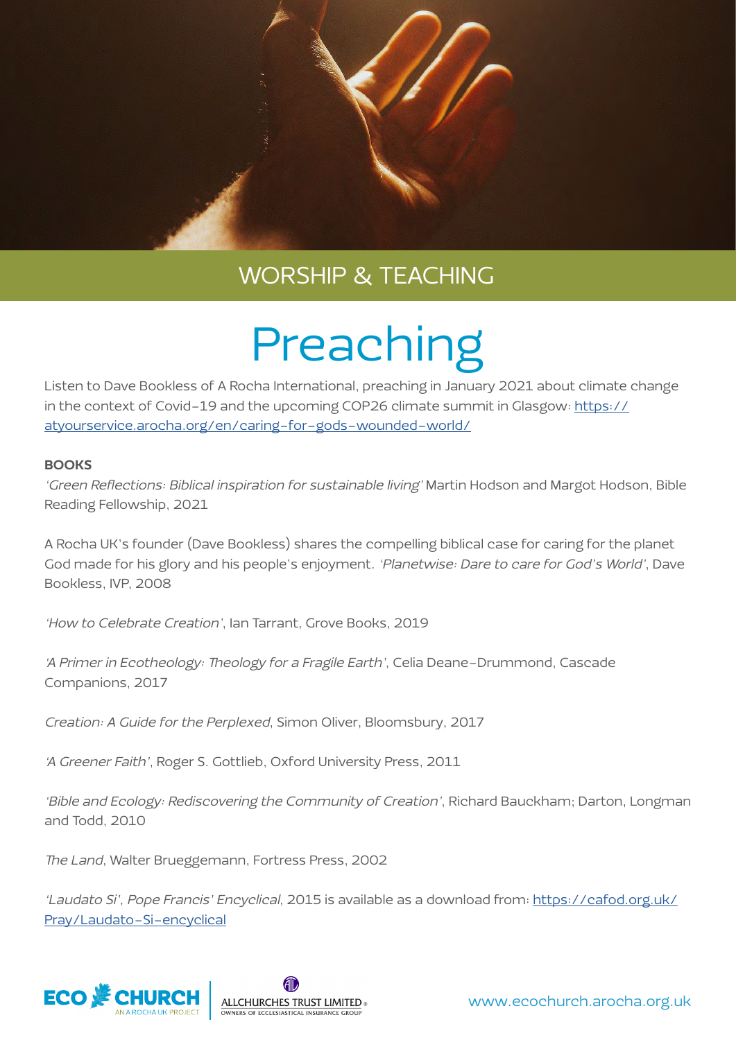WORSHIP & TEACHING

# Preaching

Listen to Dave Bookless of A Rocha International, preaching in January 2021 about climate change in the context of Covid-19 and the upcoming COP26 climate summit in Glasgow: [https://atyourservice.arocha.org/en/caring-for-gods-wounded-world/](https://atyourservice.arocha.org/en/caring-for-gods-wounded-world/)

**BOOKS**

*'Green Reflections: Biblical inspiration for sustainable living'* Martin Hodson and Margot Hodson, Bible Reading Fellowship, 2021

A Rocha UK's founder (Dave Bookless) shares the compelling biblical case for caring for the planet God made for his glory and his people's enjoyment. *'Planetwise: Dare to care for God's World'*, Dave Bookless, IVP, 2008

*'How to Celebrate Creation'*, Ian Tarrant, Grove Books, 2019

*'A Primer in Ecotheology: Theology for a Fragile Earth'*, Celia Deane-Drummond, Cascade Companions, 2017

*Creation: A Guide for the Perplexed*, Simon Oliver, Bloomsbury, 2017

*'A Greener Faith'*, Roger S. Gottlieb, Oxford University Press, 2011

*'Bible and Ecology: Rediscovering the Community of Creation'*, Richard Bauckham; Darton, Longman and Todd, 2010

*The Land*, Walter Brueggemann, Fortress Press, 2002

*'Laudato Si', Pope Francis' Encyclical*, 2015 is available as a download from: [https://cafod.org.uk/Pray/Laudato-Si-encyclical](https://cafod.org.uk/Pray/Laudato-Si-encyclical)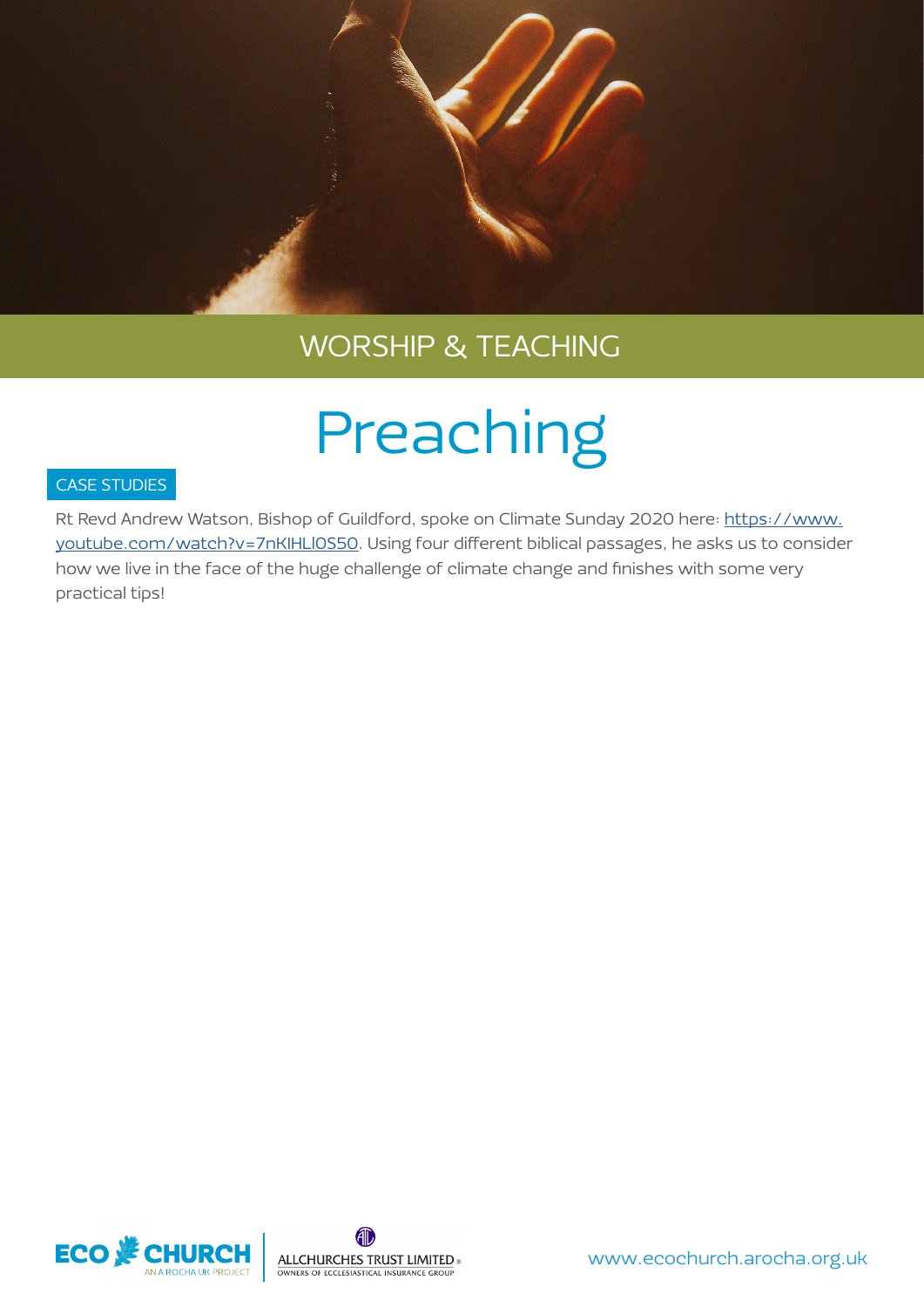WORSHIP & TEACHING

# Preaching

## CASE STUDIES

Rt Revd Andrew Watson, Bishop of Guildford, spoke on Climate Sunday 2020 here: https://www.youtube.com/watch?v=7nKIHLl0S50. Using four different biblical passages, he asks us to consider how we live in the face of the huge challenge of climate change and finishes with some very practical tips!